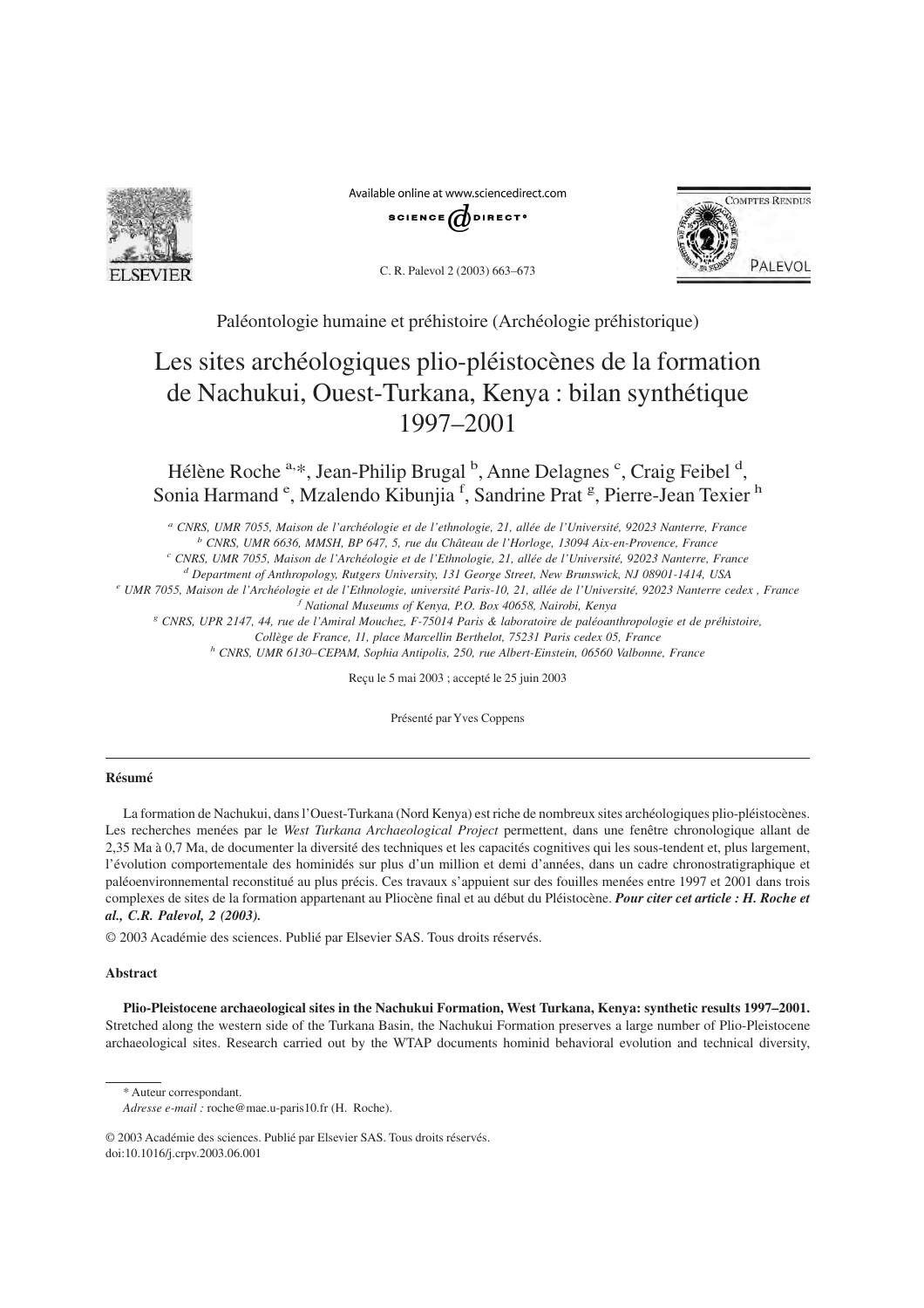Paléontologie humaine et préhistoire (Archéologie préhistorique)

# Les sites archéologiques plio-pléistocènes de la formation de Nachukui, Ouest-Turkana, Kenya : bilan synthétique 1997–2001

Hélène Roche [a,*], Jean-Philip Brugal [b], Anne Delagnes [c], Craig Feibel [d], Sonia Harmand [e], Mzalendo Kibunjia [f], Sandrine Prat [g], Pierre-Jean Texier [h]

[a] *CNRS, UMR 7055, Maison de l'archéologie et de l'ethnologie, 21, allée de l'Université, 92023 Nanterre, France*
[b] *CNRS, UMR 6636, MMSH, BP 647, 5, rue du Château de l'Horloge, 13094 Aix-en-Provence, France*
[c] *CNRS, UMR 7055, Maison de l'Archéologie et de l'Ethnologie, 21, allée de l'Université, 92023 Nanterre, France*
[d] *Department of Anthropology, Rutgers University, 131 George Street, New Brunswick, NJ 08901-1414, USA*
[e] *UMR 7055, Maison de l'Archéologie et de l'Ethnologie, université Paris-10, 21, allée de l'Université, 92023 Nanterre cedex , France*
[f] *National Museums of Kenya, P.O. Box 40658, Nairobi, Kenya*
[g] *CNRS, UPR 2147, 44, rue de l'Amiral Mouchez, F-75014 Paris & laboratoire de paléoanthropologie et de préhistoire, Collège de France, 11, place Marcellin Berthelot, 75231 Paris cedex 05, France*
[h] *CNRS, UMR 6130–CEPAM, Sophia Antipolis, 250, rue Albert-Einstein, 06560 Valbonne, France*

Reçu le 5 mai 2003 ; accepté le 25 juin 2003

Présenté par Yves Coppens

## Résumé

La formation de Nachukui, dans l'Ouest-Turkana (Nord Kenya) est riche de nombreux sites archéologiques plio-pléistocènes. Les recherches menées par le *West Turkana Archaeological Project* permettent, dans une fenêtre chronologique allant de 2,35 Ma à 0,7 Ma, de documenter la diversité des techniques et les capacités cognitives qui les sous-tendent et, plus largement, l'évolution comportementale des hominidés sur plus d'un million et demi d'années, dans un cadre chronostratigraphique et paléoenvironnemental reconstitué au plus précis. Ces travaux s'appuient sur des fouilles menées entre 1997 et 2001 dans trois complexes de sites de la formation appartenant au Pliocène final et au début du Pléistocène. ***Pour citer cet article : H. Roche et al., C.R. Palevol, 2 (2003).***

© 2003 Académie des sciences. Publié par Elsevier SAS. Tous droits réservés.

## Abstract

**Plio-Pleistocene archaeological sites in the Nachukui Formation, West Turkana, Kenya: synthetic results 1997–2001.** Stretched along the western side of the Turkana Basin, the Nachukui Formation preserves a large number of Plio-Pleistocene archaeological sites. Research carried out by the WTAP documents hominid behavioral evolution and technical diversity,

\* Auteur correspondant.
*Adresse e-mail :* roche@mae.u-paris10.fr (H. Roche).

© 2003 Académie des sciences. Publié par Elsevier SAS. Tous droits réservés.
doi:10.1016/j.crpv.2003.06.001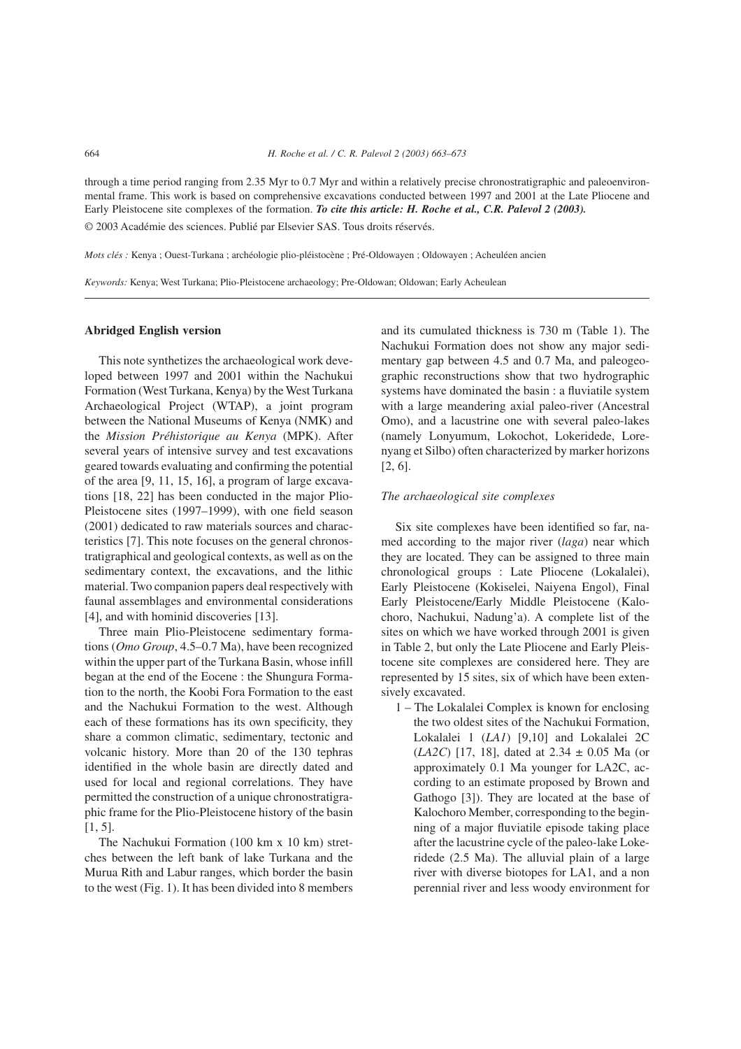through a time period ranging from 2.35 Myr to 0.7 Myr and within a relatively precise chronostratigraphic and paleoenvironmental frame. This work is based on comprehensive excavations conducted between 1997 and 2001 at the Late Pliocene and Early Pleistocene site complexes of the formation. ***To cite this article: H. Roche et al., C.R. Palevol 2 (2003).***

© 2003 Académie des sciences. Publié par Elsevier SAS. Tous droits réservés.

*Mots clés :* Kenya ; Ouest-Turkana ; archéologie plio-pléistocène ; Pré-Oldowayen ; Oldowayen ; Acheuléen ancien

*Keywords:* Kenya; West Turkana; Plio-Pleistocene archaeology; Pre-Oldowan; Oldowan; Early Acheulean

**Abridged English version**

This note synthetizes the archaeological work developed between 1997 and 2001 within the Nachukui Formation (West Turkana, Kenya) by the West Turkana Archaeological Project (WTAP), a joint program between the National Museums of Kenya (NMK) and the *Mission Préhistorique au Kenya* (MPK). After several years of intensive survey and test excavations geared towards evaluating and confirming the potential of the area [9, 11, 15, 16], a program of large excavations [18, 22] has been conducted in the major Plio-Pleistocene sites (1997–1999), with one field season (2001) dedicated to raw materials sources and characteristics [7]. This note focuses on the general chronostratigraphical and geological contexts, as well as on the sedimentary context, the excavations, and the lithic material. Two companion papers deal respectively with faunal assemblages and environmental considerations [4], and with hominid discoveries [13].

Three main Plio-Pleistocene sedimentary formations (*Omo Group*, 4.5–0.7 Ma), have been recognized within the upper part of the Turkana Basin, whose infill began at the end of the Eocene : the Shungura Formation to the north, the Koobi Fora Formation to the east and the Nachukui Formation to the west. Although each of these formations has its own specificity, they share a common climatic, sedimentary, tectonic and volcanic history. More than 20 of the 130 tephras identified in the whole basin are directly dated and used for local and regional correlations. They have permitted the construction of a unique chronostratigraphic frame for the Plio-Pleistocene history of the basin [1, 5].

The Nachukui Formation (100 km x 10 km) stretches between the left bank of lake Turkana and the Murua Rith and Labur ranges, which border the basin to the west (Fig. 1). It has been divided into 8 members and its cumulated thickness is 730 m (Table 1). The Nachukui Formation does not show any major sedimentary gap between 4.5 and 0.7 Ma, and paleogeographic reconstructions show that two hydrographic systems have dominated the basin : a fluviatile system with a large meandering axial paleo-river (Ancestral Omo), and a lacustrine one with several paleo-lakes (namely Lonyumum, Lokochot, Lokeridede, Lorenyang et Silbo) often characterized by marker horizons [2, 6].

*The archaeological site complexes*

Six site complexes have been identified so far, named according to the major river (*laga*) near which they are located. They can be assigned to three main chronological groups : Late Pliocene (Lokalalei), Early Pleistocene (Kokiselei, Naiyena Engol), Final Early Pleistocene/Early Middle Pleistocene (Kalochoro, Nachukui, Nadung'a). A complete list of the sites on which we have worked through 2001 is given in Table 2, but only the Late Pliocene and Early Pleistocene site complexes are considered here. They are represented by 15 sites, six of which have been extensively excavated.

1 – The Lokalalei Complex is known for enclosing the two oldest sites of the Nachukui Formation, Lokalalei 1 (*LA1*) [9,10] and Lokalalei 2C (*LA2C*) [17, 18], dated at 2.34 ± 0.05 Ma (or approximately 0.1 Ma younger for LA2C, according to an estimate proposed by Brown and Gathogo [3]). They are located at the base of Kalochoro Member, corresponding to the beginning of a major fluviatile episode taking place after the lacustrine cycle of the paleo-lake Lokeridede (2.5 Ma). The alluvial plain of a large river with diverse biotopes for LA1, and a non perennial river and less woody environment for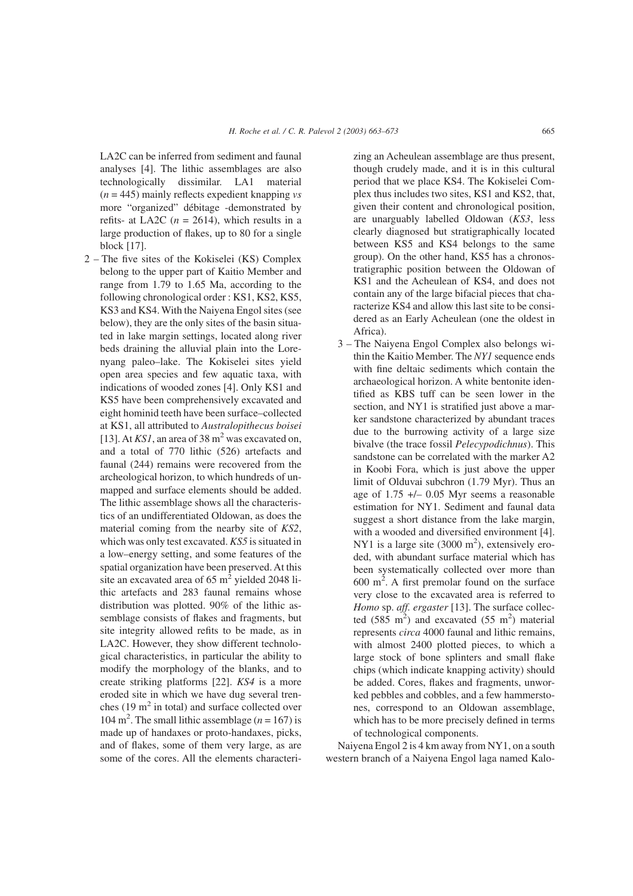LA2C can be inferred from sediment and faunal analyses [4]. The lithic assemblages are also technologically dissimilar. LA1 material ($n = 445$) mainly reflects expedient knapping *vs* more "organized" débitage -demonstrated by refits- at LA2C ($n = 2614$), which results in a large production of flakes, up to 80 for a single block [17].

2 – The five sites of the Kokiselei (KS) Complex belong to the upper part of Kaitio Member and range from 1.79 to 1.65 Ma, according to the following chronological order : KS1, KS2, KS5, KS3 and KS4. With the Naiyena Engol sites (see below), they are the only sites of the basin situated in lake margin settings, located along river beds draining the alluvial plain into the Lorenyang paleo–lake. The Kokiselei sites yield open area species and few aquatic taxa, with indications of wooded zones [4]. Only KS1 and KS5 have been comprehensively excavated and eight hominid teeth have been surface–collected at KS1, all attributed to *Australopithecus boisei* [13]. At *KS1*, an area of 38 m$^2$ was excavated on, and a total of 770 lithic (526) artefacts and faunal (244) remains were recovered from the archeological horizon, to which hundreds of unmapped and surface elements should be added. The lithic assemblage shows all the characteristics of an undifferentiated Oldowan, as does the material coming from the nearby site of *KS2*, which was only test excavated. *KS5* is situated in a low–energy setting, and some features of the spatial organization have been preserved. At this site an excavated area of 65 m$^2$ yielded 2048 lithic artefacts and 283 faunal remains whose distribution was plotted. 90% of the lithic assemblage consists of flakes and fragments, but site integrity allowed refits to be made, as in LA2C. However, they show different technological characteristics, in particular the ability to modify the morphology of the blanks, and to create striking platforms [22]. *KS4* is a more eroded site in which we have dug several trenches (19 m$^2$ in total) and surface collected over 104 m$^2$. The small lithic assemblage ($n = 167$) is made up of handaxes or proto-handaxes, picks, and of flakes, some of them very large, as are some of the cores. All the elements characterizing an Acheulean assemblage are thus present, though crudely made, and it is in this cultural period that we place KS4. The Kokiselei Complex thus includes two sites, KS1 and KS2, that, given their content and chronological position, are unarguably labelled Oldowan (*KS3*, less clearly diagnosed but stratigraphically located between KS5 and KS4 belongs to the same group). On the other hand, KS5 has a chronostratigraphic position between the Oldowan of KS1 and the Acheulean of KS4, and does not contain any of the large bifacial pieces that characterize KS4 and allow this last site to be considered as an Early Acheulean (one the oldest in Africa).

3 – The Naiyena Engol Complex also belongs within the Kaitio Member. The *NY1* sequence ends with fine deltaic sediments which contain the archaeological horizon. A white bentonite identified as KBS tuff can be seen lower in the section, and NY1 is stratified just above a marker sandstone characterized by abundant traces due to the burrowing activity of a large size bivalve (the trace fossil *Pelecypodichnus*). This sandstone can be correlated with the marker A2 in Koobi Fora, which is just above the upper limit of Olduvai subchron (1.79 Myr). Thus an age of 1.75 +/– 0.05 Myr seems a reasonable estimation for NY1. Sediment and faunal data suggest a short distance from the lake margin, with a wooded and diversified environment [4]. NY1 is a large site (3000 m$^2$), extensively eroded, with abundant surface material which has been systematically collected over more than 600 m$^2$. A first premolar found on the surface very close to the excavated area is referred to *Homo* sp. *aff. ergaster* [13]. The surface collected (585 m$^2$) and excavated (55 m$^2$) material represents *circa* 4000 faunal and lithic remains, with almost 2400 plotted pieces, to which a large stock of bone splinters and small flake chips (which indicate knapping activity) should be added. Cores, flakes and fragments, unworked pebbles and cobbles, and a few hammerstones, correspond to an Oldowan assemblage, which has to be more precisely defined in terms of technological components.

Naiyena Engol 2 is 4 km away from NY1, on a south western branch of a Naiyena Engol laga named Kalo-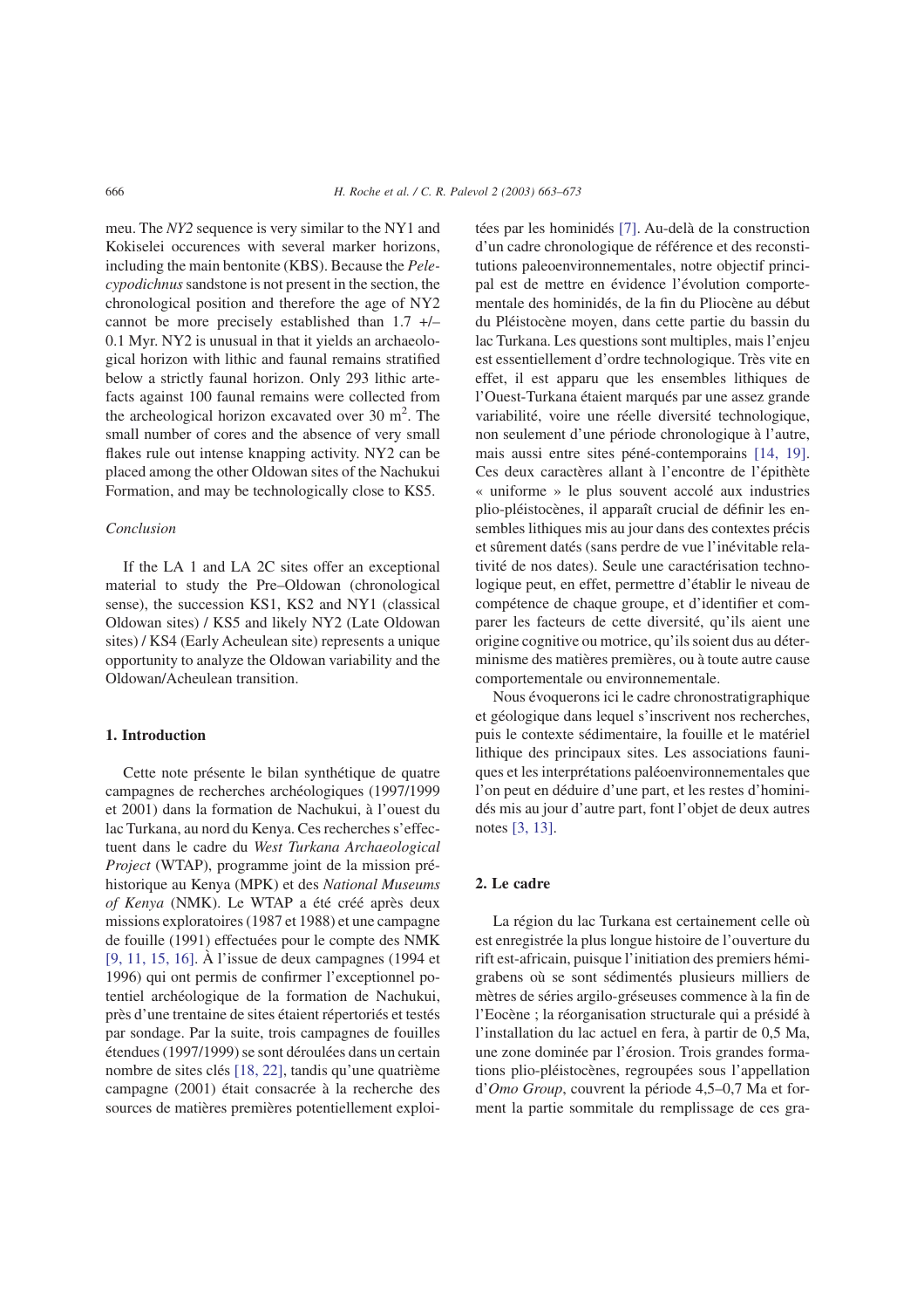meu. The *NY2* sequence is very similar to the NY1 and Kokiselei occurences with several marker horizons, including the main bentonite (KBS). Because the *Pelecypodichnus* sandstone is not present in the section, the chronological position and therefore the age of NY2 cannot be more precisely established than 1.7 +/– 0.1 Myr. NY2 is unusual in that it yields an archaeological horizon with lithic and faunal remains stratified below a strictly faunal horizon. Only 293 lithic artefacts against 100 faunal remains were collected from the archeological horizon excavated over 30 m$^2$. The small number of cores and the absence of very small flakes rule out intense knapping activity. NY2 can be placed among the other Oldowan sites of the Nachukui Formation, and may be technologically close to KS5.

*Conclusion*

If the LA 1 and LA 2C sites offer an exceptional material to study the Pre–Oldowan (chronological sense), the succession KS1, KS2 and NY1 (classical Oldowan sites) / KS5 and likely NY2 (Late Oldowan sites) / KS4 (Early Acheulean site) represents a unique opportunity to analyze the Oldowan variability and the Oldowan/Acheulean transition.

## 1. Introduction

Cette note présente le bilan synthétique de quatre campagnes de recherches archéologiques (1997/1999 et 2001) dans la formation de Nachukui, à l'ouest du lac Turkana, au nord du Kenya. Ces recherches s'effectuent dans le cadre du *West Turkana Archaeological Project* (WTAP), programme joint de la mission préhistorique au Kenya (MPK) et des *National Museums of Kenya* (NMK). Le WTAP a été créé après deux missions exploratoires (1987 et 1988) et une campagne de fouille (1991) effectuées pour le compte des NMK [9, 11, 15, 16]. À l'issue de deux campagnes (1994 et 1996) qui ont permis de confirmer l'exceptionnel potentiel archéologique de la formation de Nachukui, près d'une trentaine de sites étaient répertoriés et testés par sondage. Par la suite, trois campagnes de fouilles étendues (1997/1999) se sont déroulées dans un certain nombre de sites clés [18, 22], tandis qu'une quatrième campagne (2001) était consacrée à la recherche des sources de matières premières potentiellement exploitées par les hominidés [7]. Au-delà de la construction d'un cadre chronologique de référence et des reconstitutions paleoenvironnementales, notre objectif principal est de mettre en évidence l'évolution comportementale des hominidés, de la fin du Pliocène au début du Pléistocène moyen, dans cette partie du bassin du lac Turkana. Les questions sont multiples, mais l'enjeu est essentiellement d'ordre technologique. Très vite en effet, il est apparu que les ensembles lithiques de l'Ouest-Turkana étaient marqués par une assez grande variabilité, voire une réelle diversité technologique, non seulement d'une période chronologique à l'autre, mais aussi entre sites péné-contemporains [14, 19]. Ces deux caractères allant à l'encontre de l'épithète « uniforme » le plus souvent accolé aux industries plio-pléistocènes, il apparaît crucial de définir les ensembles lithiques mis au jour dans des contextes précis et sûrement datés (sans perdre de vue l'inévitable relativité de nos dates). Seule une caractérisation technologique peut, en effet, permettre d'établir le niveau de compétence de chaque groupe, et d'identifier et comparer les facteurs de cette diversité, qu'ils aient une origine cognitive ou motrice, qu'ils soient dus au déterminisme des matières premières, ou à toute autre cause comportementale ou environnementale.

Nous évoquerons ici le cadre chronostratigraphique et géologique dans lequel s'inscrivent nos recherches, puis le contexte sédimentaire, la fouille et le matériel lithique des principaux sites. Les associations fauniques et les interprétations paléoenvironnementales que l'on peut en déduire d'une part, et les restes d'hominidés mis au jour d'autre part, font l'objet de deux autres notes [3, 13].

## 2. Le cadre

La région du lac Turkana est certainement celle où est enregistrée la plus longue histoire de l'ouverture du rift est-africain, puisque l'initiation des premiers hémigrabens où se sont sédimentés plusieurs milliers de mètres de séries argilo-gréseuses commence à la fin de l'Eocène ; la réorganisation structurale qui a présidé à l'installation du lac actuel en fera, à partir de 0,5 Ma, une zone dominée par l'érosion. Trois grandes formations plio-pléistocènes, regroupées sous l'appellation d'*Omo Group*, couvrent la période 4,5–0,7 Ma et forment la partie sommitale du remplissage de ces gra-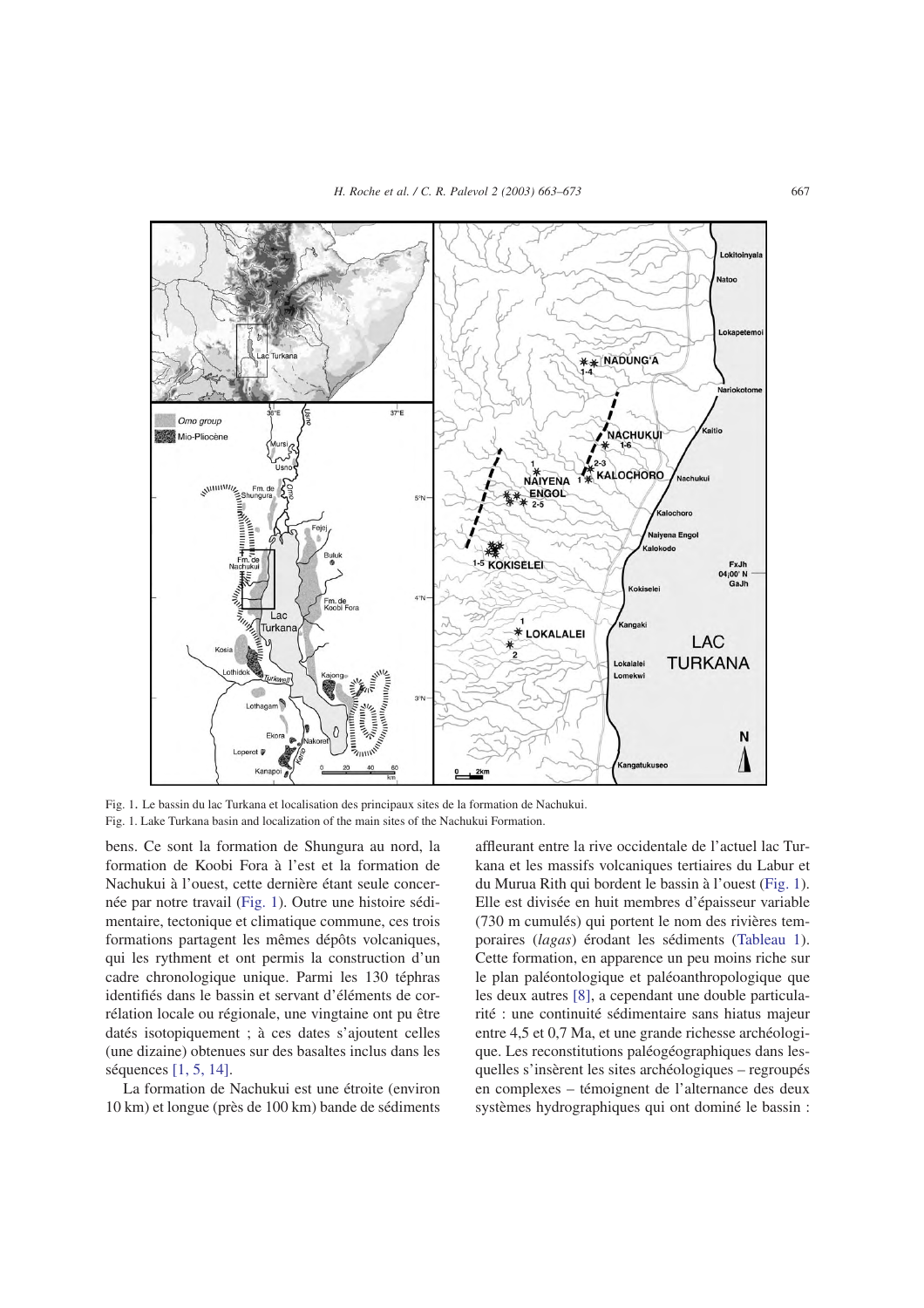Fig. 1. Le bassin du lac Turkana et localisation des principaux sites de la formation de Nachukui.
Fig. 1. Lake Turkana basin and localization of the main sites of the Nachukui Formation.

bens. Ce sont la formation de Shungura au nord, la formation de Koobi Fora à l'est et la formation de Nachukui à l'ouest, cette dernière étant seule concernée par notre travail (Fig. 1). Outre une histoire sédimentaire, tectonique et climatique commune, ces trois formations partagent les mêmes dépôts volcaniques, qui les rythment et ont permis la construction d'un cadre chronologique unique. Parmi les 130 téphras identifiés dans le bassin et servant d'éléments de corrélation locale ou régionale, une vingtaine ont pu être datés isotopiquement ; à ces dates s'ajoutent celles (une dizaine) obtenues sur des basaltes inclus dans les séquences [1, 5, 14].

La formation de Nachukui est une étroite (environ 10 km) et longue (près de 100 km) bande de sédiments affleurant entre la rive occidentale de l'actuel lac Turkana et les massifs volcaniques tertiaires du Labur et du Murua Rith qui bordent le bassin à l'ouest (Fig. 1). Elle est divisée en huit membres d'épaisseur variable (730 m cumulés) qui portent le nom des rivières temporaires (*lagas*) érodant les sédiments (Tableau 1). Cette formation, en apparence un peu moins riche sur le plan paléontologique et paléoanthropologique que les deux autres [8], a cependant une double particularité : une continuité sédimentaire sans hiatus majeur entre 4,5 et 0,7 Ma, et une grande richesse archéologique. Les reconstitutions paléogéographiques dans lesquelles s'insèrent les sites archéologiques – regroupés en complexes – témoignent de l'alternance des deux systèmes hydrographiques qui ont dominé le bassin :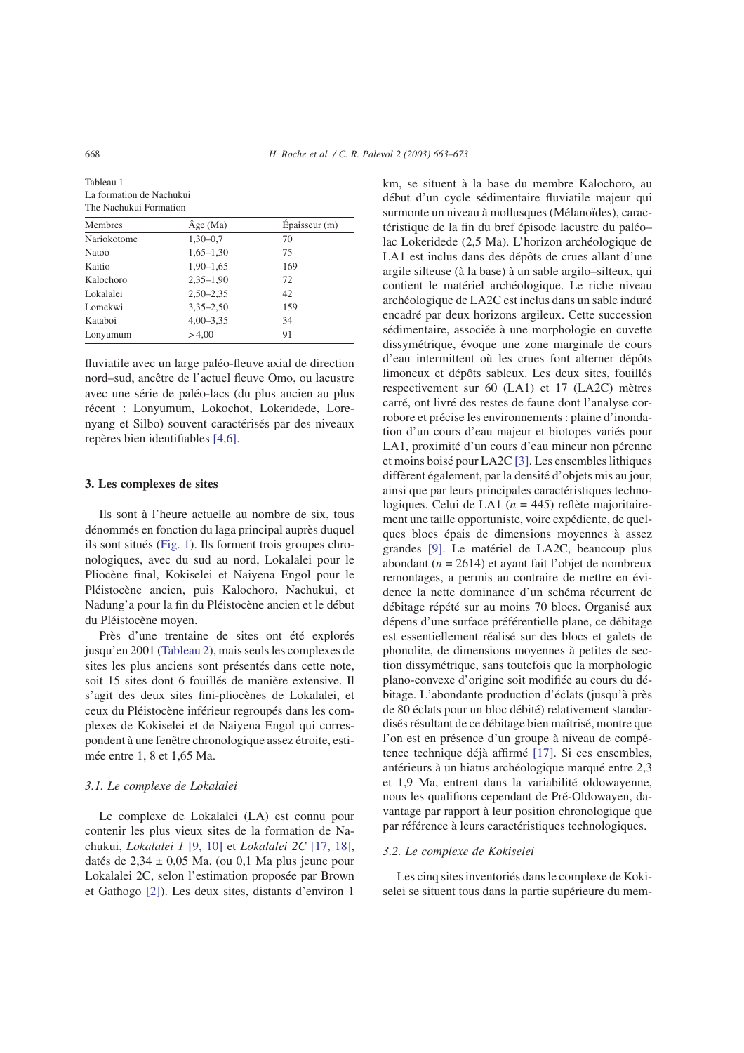Tableau 1
La formation de Nachukui
The Nachukui Formation

| Membres | Âge (Ma) | Épaisseur (m) |
|---|---|---|
| Nariokotome | 1,30–0,7 | 70 |
| Natoo | 1,65–1,30 | 75 |
| Kaitio | 1,90–1,65 | 169 |
| Kalochoro | 2,35–1,90 | 72 |
| Lokalalei | 2,50–2,35 | 42 |
| Lomekwi | 3,35–2,50 | 159 |
| Kataboi | 4,00–3,35 | 34 |
| Lonyumum | > 4,00 | 91 |

fluviatile avec un large paléo-fleuve axial de direction nord–sud, ancêtre de l'actuel fleuve Omo, ou lacustre avec une série de paléo-lacs (du plus ancien au plus récent : Lonyumum, Lokochot, Lokeridede, Lorenyang et Silbo) souvent caractérisés par des niveaux repères bien identifiables [4,6].

## 3. Les complexes de sites

Ils sont à l'heure actuelle au nombre de six, tous dénommés en fonction du laga principal auprès duquel ils sont situés (Fig. 1). Ils forment trois groupes chronologiques, avec du sud au nord, Lokalalei pour le Pliocène final, Kokiselei et Naiyena Engol pour le Pléistocène ancien, puis Kalochoro, Nachukui, et Nadung'a pour la fin du Pléistocène ancien et le début du Pléistocène moyen.

Près d'une trentaine de sites ont été explorés jusqu'en 2001 (Tableau 2), mais seuls les complexes de sites les plus anciens sont présentés dans cette note, soit 15 sites dont 6 fouillés de manière extensive. Il s'agit des deux sites fini-pliocènes de Lokalalei, et ceux du Pléistocène inférieur regroupés dans les complexes de Kokiselei et de Naiyena Engol qui correspondent à une fenêtre chronologique assez étroite, estimée entre 1, 8 et 1,65 Ma.

### 3.1. Le complexe de Lokalalei

Le complexe de Lokalalei (LA) est connu pour contenir les plus vieux sites de la formation de Nachukui, *Lokalalei 1* [9, 10] et *Lokalalei 2C* [17, 18], datés de 2,34 ± 0,05 Ma. (ou 0,1 Ma plus jeune pour Lokalalei 2C, selon l'estimation proposée par Brown et Gathogo [2]). Les deux sites, distants d'environ 1 km, se situent à la base du membre Kalochoro, au début d'un cycle sédimentaire fluviatile majeur qui surmonte un niveau à mollusques (Mélanoïdes), caractéristique de la fin du bref épisode lacustre du paléo–lac Lokeridede (2,5 Ma). L'horizon archéologique de LA1 est inclus dans des dépôts de crues allant d'une argile silteuse (à la base) à un sable argilo–silteux, qui contient le matériel archéologique. Le riche niveau archéologique de LA2C est inclus dans un sable induré encadré par deux horizons argileux. Cette succession sédimentaire, associée à une morphologie en cuvette dissymétrique, évoque une zone marginale de cours d'eau intermittent où les crues font alterner dépôts limoneux et dépôts sableux. Les deux sites, fouillés respectivement sur 60 (LA1) et 17 (LA2C) mètres carré, ont livré des restes de faune dont l'analyse corrobore et précise les environnements : plaine d'inondation d'un cours d'eau majeur et biotopes variés pour LA1, proximité d'un cours d'eau mineur non pérenne et moins boisé pour LA2C [3]. Les ensembles lithiques diffèrent également, par la densité d'objets mis au jour, ainsi que par leurs principales caractéristiques technologiques. Celui de LA1 (*n* = 445) reflète majoritairement une taille opportuniste, voire expédiente, de quelques blocs épais de dimensions moyennes à assez grandes [9]. Le matériel de LA2C, beaucoup plus abondant (*n* = 2614) et ayant fait l'objet de nombreux remontages, a permis au contraire de mettre en évidence la nette dominance d'un schéma récurrent de débitage répété sur au moins 70 blocs. Organisé aux dépens d'une surface préférentielle plane, ce débitage est essentiellement réalisé sur des blocs et galets de phonolite, de dimensions moyennes à petites de section dissymétrique, sans toutefois que la morphologie plano-convexe d'origine soit modifiée au cours du débitage. L'abondante production d'éclats (jusqu'à près de 80 éclats pour un bloc débité) relativement standardisés résultant de ce débitage bien maîtrisé, montre que l'on est en présence d'un groupe à niveau de compétence technique déjà affirmé [17]. Si ces ensembles, antérieurs à un hiatus archéologique marqué entre 2,3 et 1,9 Ma, entrent dans la variabilité oldowayenne, nous les qualifions cependant de Pré-Oldowayen, davantage par rapport à leur position chronologique que par référence à leurs caractéristiques technologiques.

### 3.2. Le complexe de Kokiselei

Les cinq sites inventoriés dans le complexe de Kokiselei se situent tous dans la partie supérieure du mem-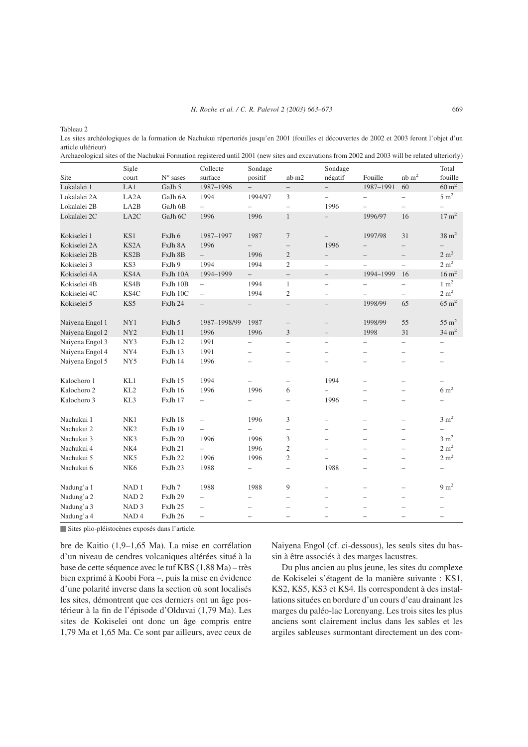Tableau 2

Les sites archéologiques de la formation de Nachukui répertoriés jusqu'en 2001 (fouilles et découvertes de 2002 et 2003 feront l'objet d'un article ultérieur)

Archaeological sites of the Nachukui Formation registered until 2001 (new sites and excavations from 2002 and 2003 will be related ulteriorly)

| Site | Sigle court | N° sases | Collecte surface | Sondage positif | nb m2 | Sondage négatif | Fouille | nb m$^2$ | Total fouille |
|---|---|---|---|---|---|---|---|---|---|
| Lokalalei 1 | LA1 | GaJh 5 | 1987–1996 | – | – | – | 1987–1991 | 60 | 60 m$^2$ |
| Lokalalei 2A | LA2A | GaJh 6A | 1994 | 1994/97 | 3 | – | – | – | 5 m$^2$ |
| Lokalalei 2B | LA2B | GaJh 6B | – | – | – | 1996 | – | – | – |
| Lokalalei 2C | LA2C | GaJh 6C | 1996 | 1996 | 1 | – | 1996/97 | 16 | 17 m$^2$ |
| Kokiselei 1 | KS1 | FxJh 6 | 1987–1997 | 1987 | 7 | – | 1997/98 | 31 | 38 m$^2$ |
| Kokiselei 2A | KS2A | FxJh 8A | 1996 | – | – | 1996 | – | – | – |
| Kokiselei 2B | KS2B | FxJh 8B | – | 1996 | 2 | – | – | – | 2 m$^2$ |
| Kokiselei 3 | KS3 | FxJh 9 | 1994 | 1994 | 2 | – | – | – | 2 m$^2$ |
| Kokiselei 4A | KS4A | FxJh 10A | 1994–1999 | – | – | – | 1994–1999 | 16 | 16 m$^2$ |
| Kokiselei 4B | KS4B | FxJh 10B | – | 1994 | 1 | – | – | – | 1 m$^2$ |
| Kokiselei 4C | KS4C | FxJh 10C | – | 1994 | 2 | – | – | – | 2 m$^2$ |
| Kokiselei 5 | KS5 | FxJh 24 | – | – | – | – | 1998/99 | 65 | 65 m$^2$ |
| Naiyena Engol 1 | NY1 | FxJh 5 | 1987–1998/99 | 1987 | – | – | 1998/99 | 55 | 55 m$^2$ |
| Naiyena Engol 2 | NY2 | FxJh 11 | 1996 | 1996 | 3 | – | 1998 | 31 | 34 m$^2$ |
| Naiyena Engol 3 | NY3 | FxJh 12 | 1991 | – | – | – | – | – | – |
| Naiyena Engol 4 | NY4 | FxJh 13 | 1991 | – | – | – | – | – | – |
| Naiyena Engol 5 | NY5 | FxJh 14 | 1996 | – | – | – | – | – | – |
| Kalochoro 1 | KL1 | FxJh 15 | 1994 | – | – | 1994 | – | – | – |
| Kalochoro 2 | KL2 | FxJh 16 | 1996 | 1996 | 6 | – | – | – | 6 m$^2$ |
| Kalochoro 3 | KL3 | FxJh 17 | – | – | – | 1996 | – | – | – |
| Nachukui 1 | NK1 | FxJh 18 | – | 1996 | 3 | – | – | – | 3 m$^2$ |
| Nachukui 2 | NK2 | FxJh 19 | – | – | – | – | – | – | – |
| Nachukui 3 | NK3 | FxJh 20 | 1996 | 1996 | 3 | – | – | – | 3 m$^2$ |
| Nachukui 4 | NK4 | FxJh 21 | – | 1996 | 2 | – | – | – | 2 m$^2$ |
| Nachukui 5 | NK5 | FxJh 22 | 1996 | 1996 | 2 | – | – | – | 2 m$^2$ |
| Nachukui 6 | NK6 | FxJh 23 | 1988 | – | – | 1988 | – | – | – |
| Nadung'a 1 | NAD 1 | FxJh 7 | 1988 | 1988 | 9 | – | – | – | 9 m$^2$ |
| Nadung'a 2 | NAD 2 | FxJh 29 | – | – | – | – | – | – | – |
| Nadung'a 3 | NAD 3 | FxJh 25 | – | – | – | – | – | – | – |
| Nadung'a 4 | NAD 4 | FxJh 26 | – | – | – | – | – | – | – |

■ Sites plio-pléistocènes exposés dans l'article.

bre de Kaitio (1,9–1,65 Ma). La mise en corrélation d'un niveau de cendres volcaniques altérées situé à la base de cette séquence avec le tuf KBS (1,88 Ma) – très bien exprimé à Koobi Fora –, puis la mise en évidence d'une polarité inverse dans la section où sont localisés les sites, démontrent que ces derniers ont un âge postérieur à la fin de l'épisode d'Olduvai (1,79 Ma). Les sites de Kokiselei ont donc un âge compris entre 1,79 Ma et 1,65 Ma. Ce sont par ailleurs, avec ceux de Naiyena Engol (cf. ci-dessous), les seuls sites du bassin à être associés à des marges lacustres.

Du plus ancien au plus jeune, les sites du complexe de Kokiselei s'étagent de la manière suivante : KS1, KS2, KS5, KS3 et KS4. Ils correspondent à des installations situées en bordure d'un cours d'eau drainant les marges du paléo-lac Lorenyang. Les trois sites les plus anciens sont clairement inclus dans les sables et les argiles sableuses surmontant directement un des com-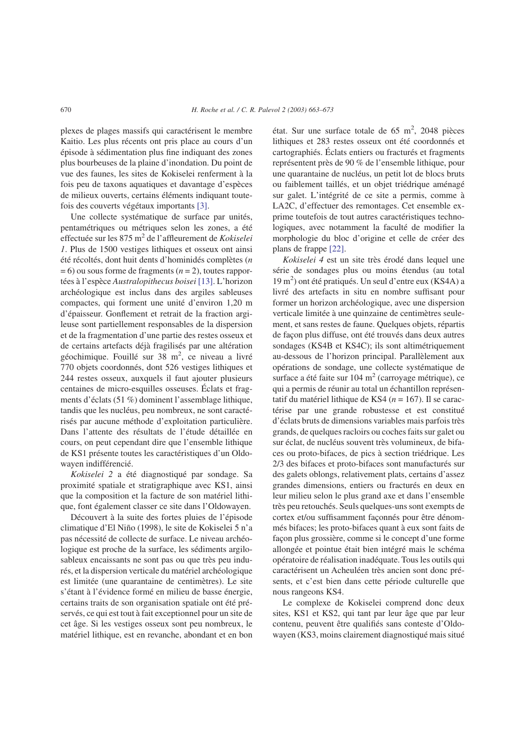plexes de plages massifs qui caractérisent le membre Kaitio. Les plus récents ont pris place au cours d'un épisode à sédimentation plus fine indiquant des zones plus bourbeuses de la plaine d'inondation. Du point de vue des faunes, les sites de Kokiselei renferment à la fois peu de taxons aquatiques et davantage d'espèces de milieux ouverts, certains éléments indiquant toutefois des couverts végétaux importants [3].

Une collecte systématique de surface par unités, pentamétriques ou métriques selon les zones, a été effectuée sur les 875 m$^2$ de l'affleurement de *Kokiselei 1*. Plus de 1500 vestiges lithiques et osseux ont ainsi été récoltés, dont huit dents d'hominidés complètes ($n = 6$) ou sous forme de fragments ($n = 2$), toutes rapportées à l'espèce *Australopithecus boisei* [13]. L'horizon archéologique est inclus dans des argiles sableuses compactes, qui forment une unité d'environ 1,20 m d'épaisseur. Gonflement et retrait de la fraction argileuse sont partiellement responsables de la dispersion et de la fragmentation d'une partie des restes osseux et de certains artefacts déjà fragilisés par une altération géochimique. Fouillé sur 38 m$^2$, ce niveau a livré 770 objets coordonnés, dont 526 vestiges lithiques et 244 restes osseux, auxquels il faut ajouter plusieurs centaines de micro-esquilles osseuses. Éclats et fragments d'éclats (51 %) dominent l'assemblage lithique, tandis que les nucléus, peu nombreux, ne sont caractérisés par aucune méthode d'exploitation particulière. Dans l'attente des résultats de l'étude détaillée en cours, on peut cependant dire que l'ensemble lithique de KS1 présente toutes les caractéristiques d'un Oldowayen indifférencié.

*Kokiselei 2* a été diagnostiqué par sondage. Sa proximité spatiale et stratigraphique avec KS1, ainsi que la composition et la facture de son matériel lithique, font également classer ce site dans l'Oldowayen.

Découvert à la suite des fortes pluies de l'épisode climatique d'El Niño (1998), le site de Kokiselei 5 n'a pas nécessité de collecte de surface. Le niveau archéologique est proche de la surface, les sédiments argilo-sableux encaissants ne sont pas ou que très peu indurés, et la dispersion verticale du matériel archéologique est limitée (une quarantaine de centimètres). Le site s'étant à l'évidence formé en milieu de basse énergie, certains traits de son organisation spatiale ont été préservés, ce qui est tout à fait exceptionnel pour un site de cet âge. Si les vestiges osseux sont peu nombreux, le matériel lithique, est en revanche, abondant et en bon état. Sur une surface totale de 65 m$^2$, 2048 pièces lithiques et 283 restes osseux ont été coordonnés et cartographiés. Éclats entiers ou fracturés et fragments représentent près de 90 % de l'ensemble lithique, pour une quarantaine de nucléus, un petit lot de blocs bruts ou faiblement taillés, et un objet triédrique aménagé sur galet. L'intégrité de ce site a permis, comme à LA2C, d'effectuer des remontages. Cet ensemble exprime toutefois de tout autres caractéristiques technologiques, avec notamment la faculté de modifier la morphologie du bloc d'origine et celle de créer des plans de frappe [22].

*Kokiselei 4* est un site très érodé dans lequel une série de sondages plus ou moins étendus (au total 19 m$^2$) ont été pratiqués. Un seul d'entre eux (KS4A) a livré des artefacts in situ en nombre suffisant pour former un horizon archéologique, avec une dispersion verticale limitée à une quinzaine de centimètres seulement, et sans restes de faune. Quelques objets, répartis de façon plus diffuse, ont été trouvés dans deux autres sondages (KS4B et KS4C); ils sont altimétriquement au-dessous de l'horizon principal. Parallèlement aux opérations de sondage, une collecte systématique de surface a été faite sur 104 m$^2$ (carroyage métrique), ce qui a permis de réunir au total un échantillon représentatif du matériel lithique de KS4 ($n = 167$). Il se caractérise par une grande robustesse et est constitué d'éclats bruts de dimensions variables mais parfois très grands, de quelques racloirs ou coches faits sur galet ou sur éclat, de nucléus souvent très volumineux, de bifaces ou proto-bifaces, de pics à section triédrique. Les 2/3 des bifaces et proto-bifaces sont manufacturés sur des galets oblongs, relativement plats, certains d'assez grandes dimensions, entiers ou fracturés en deux en leur milieu selon le plus grand axe et dans l'ensemble très peu retouchés. Seuls quelques-uns sont exempts de cortex et/ou suffisamment façonnés pour être dénommés bifaces; les proto-bifaces quant à eux sont faits de façon plus grossière, comme si le concept d'une forme allongée et pointue était bien intégré mais le schéma opératoire de réalisation inadéquate. Tous les outils qui caractérisent un Acheuléen très ancien sont donc présents, et c'est bien dans cette période culturelle que nous rangeons KS4.

Le complexe de Kokiselei comprend donc deux sites, KS1 et KS2, qui tant par leur âge que par leur contenu, peuvent être qualifiés sans conteste d'Oldowayen (KS3, moins clairement diagnostiqué mais situé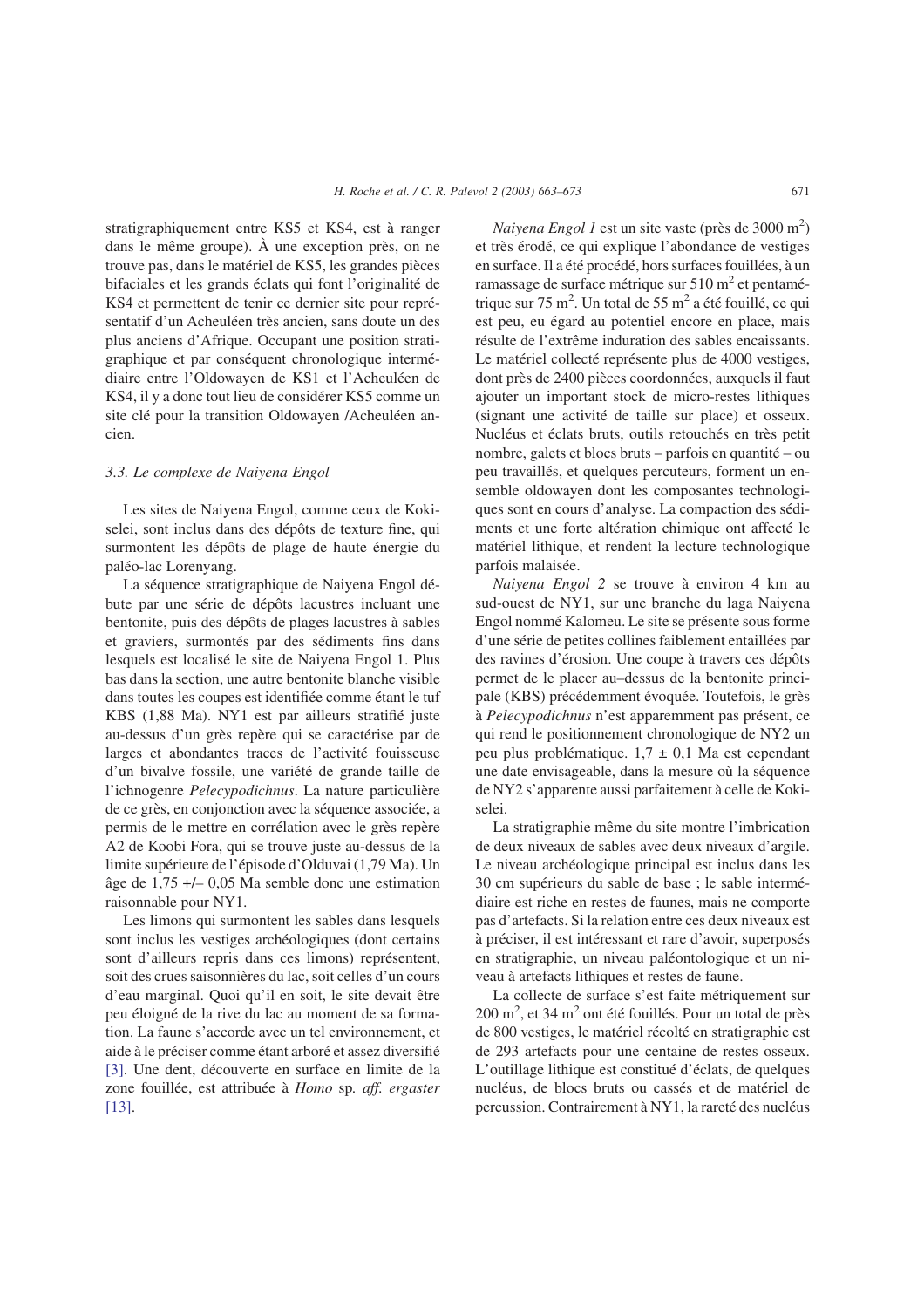stratigraphiquement entre KS5 et KS4, est à ranger dans le même groupe). À une exception près, on ne trouve pas, dans le matériel de KS5, les grandes pièces bifaciales et les grands éclats qui font l'originalité de KS4 et permettent de tenir ce dernier site pour représentatif d'un Acheuléen très ancien, sans doute un des plus anciens d'Afrique. Occupant une position stratigraphique et par conséquent chronologique intermédiaire entre l'Oldowayen de KS1 et l'Acheuléen de KS4, il y a donc tout lieu de considérer KS5 comme un site clé pour la transition Oldowayen /Acheuléen ancien.

### 3.3. Le complexe de Naiyena Engol

Les sites de Naiyena Engol, comme ceux de Kokiselei, sont inclus dans des dépôts de texture fine, qui surmontent les dépôts de plage de haute énergie du paléo-lac Lorenyang.

La séquence stratigraphique de Naiyena Engol débute par une série de dépôts lacustres incluant une bentonite, puis des dépôts de plages lacustres à sables et graviers, surmontés par des séédiments fins dans lesquels est localisé le site de Naiyena Engol 1. Plus bas dans la section, une autre bentonite blanche visible dans toutes les coupes est identifiée comme étant le tuf KBS (1,88 Ma). NY1 est par ailleurs stratifié juste au-dessus d'un grès repère qui se caractérise par de larges et abondantes traces de l'activité fouisseuse d'un bivalve fossile, une variété de grande taille de l'ichnogenre *Pelecypodichnus*. La nature particulière de ce grès, en conjonction avec la séquence associée, a permis de le mettre en corrélation avec le grès repère A2 de Koobi Fora, qui se trouve juste au-dessus de la limite supérieure de l'épisode d'Olduvai (1,79 Ma). Un âge de 1,75 +/– 0,05 Ma semble donc une estimation raisonnable pour NY1.

Les limons qui surmontent les sables dans lesquels sont inclus les vestiges archéologiques (dont certains sont d'ailleurs repris dans ces limons) représentent, soit des crues saisonnières du lac, soit celles d'un cours d'eau marginal. Quoi qu'il en soit, le site devait être peu éloigné de la rive du lac au moment de sa formation. La faune s'accorde avec un tel environnement, et aide à le préciser comme étant arboré et assez diversifié [3]. Une dent, découverte en surface en limite de la zone fouillée, est attribuée à *Homo* sp. *aff. ergaster* [13].

*Naiyena Engol 1* est un site vaste (près de 3000 m$^2$) et très érodé, ce qui explique l'abondance de vestiges en surface. Il a été procédé, hors surfaces fouillées, à un ramassage de surface métrique sur 510 m$^2$ et pentamétrique sur 75 m$^2$. Un total de 55 m$^2$ a été fouillé, ce qui est peu, eu égard au potentiel encore en place, mais résulte de l'extrême induration des sables encaissants. Le matériel collecté représente plus de 4000 vestiges, dont près de 2400 pièces coordonnées, auxquels il faut ajouter un important stock de micro-restes lithiques (signant une activité de taille sur place) et osseux. Nucléus et éclats bruts, outils retouchés en très petit nombre, galets et blocs bruts – parfois en quantité – ou peu travaillés, et quelques percuteurs, forment un ensemble oldowayen dont les composantes technologiques sont en cours d'analyse. La compaction des sédiments et une forte altération chimique ont affecté le matériel lithique, et rendent la lecture technologique parfois malaisée.

*Naiyena Engol 2* se trouve à environ 4 km au sud-ouest de NY1, sur une branche du laga Naiyena Engol nommé Kalomeu. Le site se présente sous forme d'une série de petites collines faiblement entaillées par des ravines d'érosion. Une coupe à travers ces dépôts permet de le placer au–dessus de la bentonite principale (KBS) précédemment évoquée. Toutefois, le grès à *Pelecypodichnus* n'est apparemment pas présent, ce qui rend le positionnement chronologique de NY2 un peu plus problématique. 1,7 ± 0,1 Ma est cependant une date envisageable, dans la mesure où la séquence de NY2 s'apparente aussi parfaitement à celle de Kokiselei.

La stratigraphie même du site montre l'imbrication de deux niveaux de sables avec deux niveaux d'argile. Le niveau archéologique principal est inclus dans les 30 cm supérieurs du sable de base ; le sable intermédiaire est riche en restes de faunes, mais ne comporte pas d'artefacts. Si la relation entre ces deux niveaux est à préciser, il est intéressant et rare d'avoir, superposés en stratigraphie, un niveau paléontologique et un niveau à artefacts lithiques et restes de faune.

La collecte de surface s'est faite métriquement sur 200 m$^2$, et 34 m$^2$ ont été fouillés. Pour un total de près de 800 vestiges, le matériel récolté en stratigraphie est de 293 artefacts pour une centaine de restes osseux. L'outillage lithique est constitué d'éclats, de quelques nucléus, de blocs bruts ou cassés et de matériel de percussion. Contrairement à NY1, la rareté des nucléus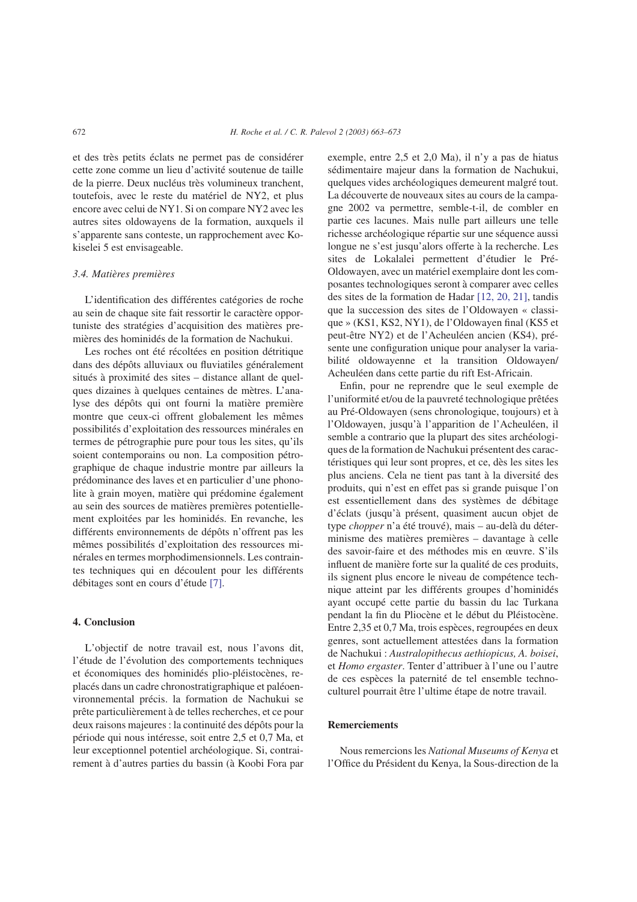et des très petits éclats ne permet pas de considérer cette zone comme un lieu d'activité soutenue de taille de la pierre. Deux nucléus très volumineux tranchent, toutefois, avec le reste du matériel de NY2, et plus encore avec celui de NY1. Si on compare NY2 avec les autres sites oldowayens de la formation, auxquels il s'apparente sans conteste, un rapprochement avec Kokiselei 5 est envisageable.

### 3.4. Matières premières

L'identification des différentes catégories de roche au sein de chaque site fait ressortir le caractère opportuniste des stratégies d'acquisition des matières premières des hominidés de la formation de Nachukui.

Les roches ont été récoltées en position détritique dans des dépôts alluviaux ou fluviatiles généralement situés à proximité des sites – distance allant de quelques dizaines à quelques centaines de mètres. L'analyse des dépôts qui ont fourni la matière première montre que ceux-ci offrent globalement les mêmes possibilités d'exploitation des ressources minérales en termes de pétrographie pure pour tous les sites, qu'ils soient contemporains ou non. La composition pétrographique de chaque industrie montre par ailleurs la prédominance des laves et en particulier d'une phonolite à grain moyen, matière qui prédomine également au sein des sources de matières premières potentiellement exploitées par les hominidés. En revanche, les différents environnements de dépôts n'offrent pas les mêmes possibilités d'exploitation des ressources minérales en termes morphodimensionnels. Les contraintes techniques qui en découlent pour les différents débitages sont en cours d'étude [7].

## 4. Conclusion

L'objectif de notre travail est, nous l'avons dit, l'étude de l'évolution des comportements techniques et économiques des hominidés plio-pléistocènes, replacés dans un cadre chronostratigraphique et paléoenvironnemental précis. la formation de Nachukui se prête particulièrement à de telles recherches, et ce pour deux raisons majeures : la continuité des dépôts pour la période qui nous intéresse, soit entre 2,5 et 0,7 Ma, et leur exceptionnel potentiel archéologique. Si, contrairement à d'autres parties du bassin (à Koobi Fora par exemple, entre 2,5 et 2,0 Ma), il n'y a pas de hiatus sédimentaire majeur dans la formation de Nachukui, quelques vides archéologiques demeurent malgré tout. La découverte de nouveaux sites au cours de la campagne 2002 va permettre, semble-t-il, de combler en partie ces lacunes. Mais nulle part ailleurs une telle richesse archéologique répartie sur une séquence aussi longue ne s'est jusqu'alors offerte à la recherche. Les sites de Lokalalei permettent d'étudier le Pré-Oldowayen, avec un matériel exemplaire dont les composantes technologiques seront à comparer avec celles des sites de la formation de Hadar [12, 20, 21], tandis que la succession des sites de l'Oldowayen « classique » (KS1, KS2, NY1), de l'Oldowayen final (KS5 et peut-être NY2) et de l'Acheuléen ancien (KS4), présente une configuration unique pour analyser la variabilité oldowayenne et la transition Oldowayen/Acheuléen dans cette partie du rift Est-Africain.

Enfin, pour ne reprendre que le seul exemple de l'uniformité et/ou de la pauvreté technologique prêtées au Pré-Oldowayen (sens chronologique, toujours) et à l'Oldowayen, jusqu'à l'apparition de l'Acheuléen, il semble a contrario que la plupart des sites archéologiques de la formation de Nachukui présentent des caractéristiques qui leur sont propres, et ce, dès les sites les plus anciens. Cela ne tient pas tant à la diversité des produits, qui n'est en effet pas si grande puisque l'on est essentiellement dans des systèmes de débitage d'éclats (jusqu'à présent, quasiment aucun objet de type *chopper* n'a été trouvé), mais – au-delà du déterminisme des matières premières – davantage à celle des savoir-faire et des méthodes mis en œuvre. S'ils influent de manière forte sur la qualité de ces produits, ils signent plus encore le niveau de compétence technique atteint par les différents groupes d'hominidés ayant occupé cette partie du bassin du lac Turkana pendant la fin du Pliocène et le début du Pléistocène. Entre 2,35 et 0,7 Ma, trois espèces, regroupées en deux genres, sont actuellement attestées dans la formation de Nachukui : *Australopithecus aethiopicus, A. boisei*, et *Homo ergaster*. Tenter d'attribuer à l'une ou l'autre de ces espèces la paternité de tel ensemble techno-culturel pourrait être l'ultime étape de notre travail.

## Remerciements

Nous remercions les *National Museums of Kenya* et l'Office du Président du Kenya, la Sous-direction de la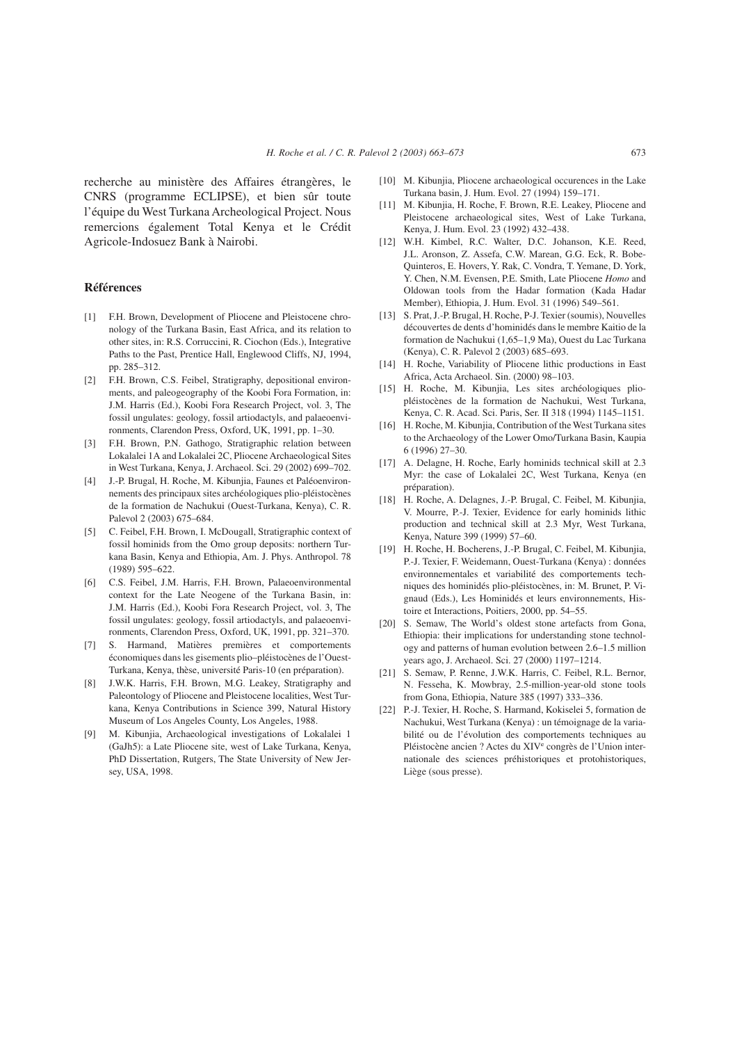recherche au ministère des Affaires étrangères, le CNRS (programme ECLIPSE), et bien sûr toute l'équipe du West Turkana Archeological Project. Nous remercions également Total Kenya et le Crédit Agricole-Indosuez Bank à Nairobi.

## Références

[1] F.H. Brown, Development of Pliocene and Pleistocene chronology of the Turkana Basin, East Africa, and its relation to other sites, in: R.S. Corruccini, R. Ciochon (Eds.), Integrative Paths to the Past, Prentice Hall, Englewood Cliffs, NJ, 1994, pp. 285–312.

[2] F.H. Brown, C.S. Feibel, Stratigraphy, depositional environments, and paleogeography of the Koobi Fora Formation, in: J.M. Harris (Ed.), Koobi Fora Research Project, vol. 3, The fossil ungulates: geology, fossil artiodactyls, and palaeoenvironments, Clarendon Press, Oxford, UK, 1991, pp. 1–30.

[3] F.H. Brown, P.N. Gathogo, Stratigraphic relation between Lokalalei 1A and Lokalalei 2C, Pliocene Archaeological Sites in West Turkana, Kenya, J. Archaeol. Sci. 29 (2002) 699–702.

[4] J.-P. Brugal, H. Roche, M. Kibunjia, Faunes et Paléoenvironnements des principaux sites archéologiques plio-pléistocènes de la formation de Nachukui (Ouest-Turkana, Kenya), C. R. Palevol 2 (2003) 675–684.

[5] C. Feibel, F.H. Brown, I. McDougall, Stratigraphic context of fossil hominids from the Omo group deposits: northern Turkana Basin, Kenya and Ethiopia, Am. J. Phys. Anthropol. 78 (1989) 595–622.

[6] C.S. Feibel, J.M. Harris, F.H. Brown, Palaeoenvironmental context for the Late Neogene of the Turkana Basin, in: J.M. Harris (Ed.), Koobi Fora Research Project, vol. 3, The fossil ungulates: geology, fossil artiodactyls, and palaeoenvironments, Clarendon Press, Oxford, UK, 1991, pp. 321–370.

[7] S. Harmand, Matières premières et comportements économiques dans les gisements plio–pléistocènes de l'Ouest-Turkana, Kenya, thèse, université Paris-10 (en préparation).

[8] J.W.K. Harris, F.H. Brown, M.G. Leakey, Stratigraphy and Paleontology of Pliocene and Pleistocene localities, West Turkana, Kenya Contributions in Science 399, Natural History Museum of Los Angeles County, Los Angeles, 1988.

[9] M. Kibunjia, Archaeological investigations of Lokalalei 1 (GaJh5): a Late Pliocene site, west of Lake Turkana, Kenya, PhD Dissertation, Rutgers, The State University of New Jersey, USA, 1998.

[10] M. Kibunjia, Pliocene archaeological occurences in the Lake Turkana basin, J. Hum. Evol. 27 (1994) 159–171.

[11] M. Kibunjia, H. Roche, F. Brown, R.E. Leakey, Pliocene and Pleistocene archaeological sites, West of Lake Turkana, Kenya, J. Hum. Evol. 23 (1992) 432–438.

[12] W.H. Kimbel, R.C. Walter, D.C. Johanson, K.E. Reed, J.L. Aronson, Z. Assefa, C.W. Marean, G.G. Eck, R. Bobe-Quinteros, E. Hovers, Y. Rak, C. Vondra, T. Yemane, D. York, Y. Chen, N.M. Evensen, P.E. Smith, Late Pliocene *Homo* and Oldowan tools from the Hadar formation (Kada Hadar Member), Ethiopia, J. Hum. Evol. 31 (1996) 549–561.

[13] S. Prat, J.-P. Brugal, H. Roche, P-J. Texier (soumis), Nouvelles découvertes de dents d'hominidés dans le membre Kaitio de la formation de Nachukui (1,65–1,9 Ma), Ouest du Lac Turkana (Kenya), C. R. Palevol 2 (2003) 685–693.

[14] H. Roche, Variability of Pliocene lithic productions in East Africa, Acta Archaeol. Sin. (2000) 98–103.

[15] H. Roche, M. Kibunjia, Les sites archéologiques plio-pléistocènes de la formation de Nachukui, West Turkana, Kenya, C. R. Acad. Sci. Paris, Ser. II 318 (1994) 1145–1151.

[16] H. Roche, M. Kibunjia, Contribution of the West Turkana sites to the Archaeology of the Lower Omo/Turkana Basin, Kaupia 6 (1996) 27–30.

[17] A. Delagne, H. Roche, Early hominids technical skill at 2.3 Myr: the case of Lokalalei 2C, West Turkana, Kenya (en préparation).

[18] H. Roche, A. Delagnes, J.-P. Brugal, C. Feibel, M. Kibunjia, V. Mourre, P.-J. Texier, Evidence for early hominids lithic production and technical skill at 2.3 Myr, West Turkana, Kenya, Nature 399 (1999) 57–60.

[19] H. Roche, H. Bocherens, J.-P. Brugal, C. Feibel, M. Kibunjia, P.-J. Texier, F. Weidemann, Ouest-Turkana (Kenya) : données environnementales et variabilité des comportements techniques des hominidés plio-pléistocènes, in: M. Brunet, P. Vignaud (Eds.), Les Hominidés et leurs environnements, Histoire et Interactions, Poitiers, 2000, pp. 54–55.

[20] S. Semaw, The World's oldest stone artefacts from Gona, Ethiopia: their implications for understanding stone technology and patterns of human evolution between 2.6–1.5 million years ago, J. Archaeol. Sci. 27 (2000) 1197–1214.

[21] S. Semaw, P. Renne, J.W.K. Harris, C. Feibel, R.L. Bernor, N. Fesseha, K. Mowbray, 2.5-million-year-old stone tools from Gona, Ethiopia, Nature 385 (1997) 333–336.

[22] P.-J. Texier, H. Roche, S. Harmand, Kokiselei 5, formation de Nachukui, West Turkana (Kenya) : un témoignage de la variabilité ou de l'évolution des comportements techniques au Pléistocène ancien ? Actes du XIV[e] congrès de l'Union internationale des sciences préhistoriques et protohistoriques, Liège (sous presse).